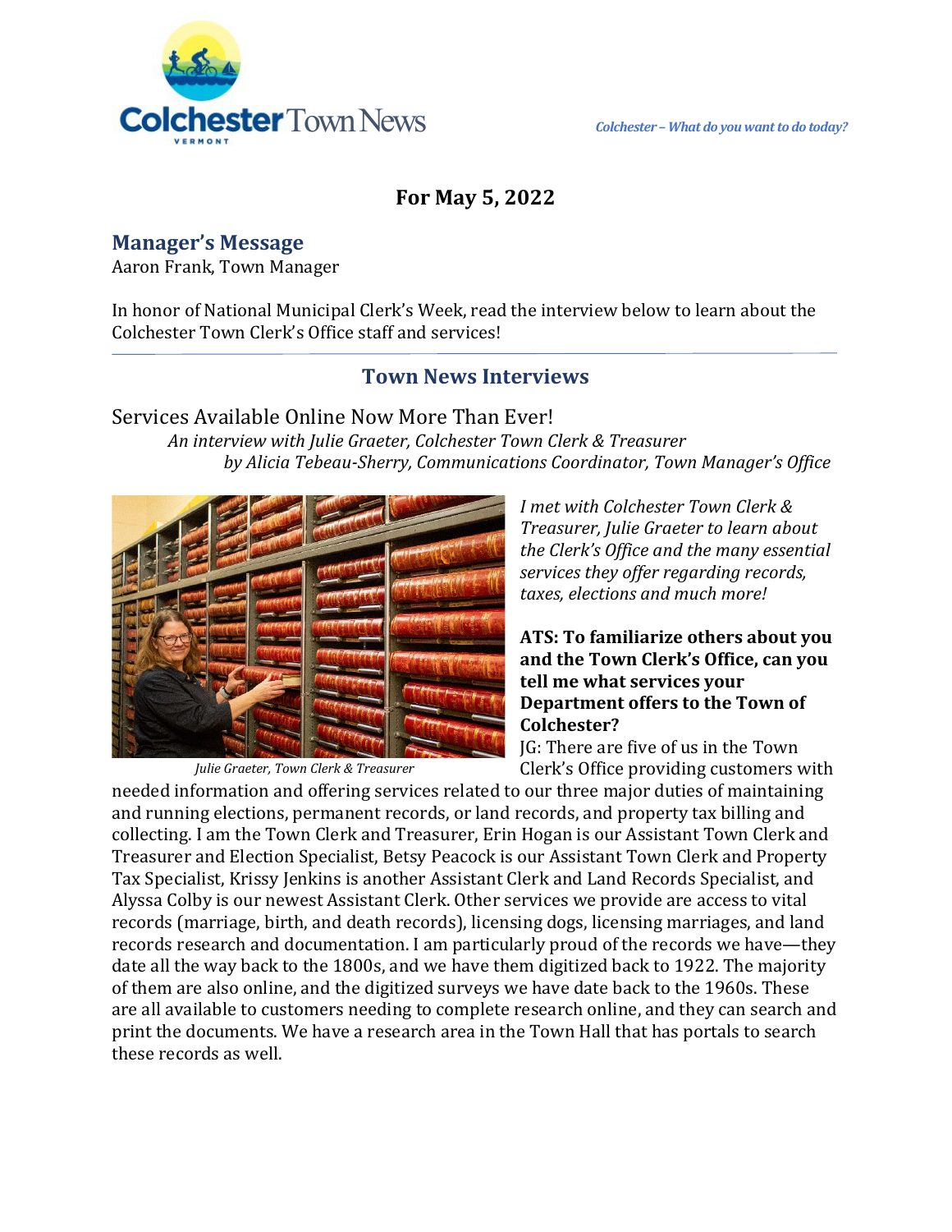Colchester Town News

VERMONT

*Colchester – What do you want to do today?*

## For May 5, 2022

## Manager's Message

Aaron Frank, Town Manager

In honor of National Municipal Clerk's Week, read the interview below to learn about the Colchester Town Clerk's Office staff and services!

## Town News Interviews

### Services Available Online Now More Than Ever!

*An interview with Julie Graeter, Colchester Town Clerk & Treasurer*
*by Alicia Tebeau-Sherry, Communications Coordinator, Town Manager's Office*

*Julie Graeter, Town Clerk & Treasurer*

*I met with Colchester Town Clerk & Treasurer, Julie Graeter to learn about the Clerk's Office and the many essential services they offer regarding records, taxes, elections and much more!*

**ATS: To familiarize others about you and the Town Clerk's Office, can you tell me what services your Department offers to the Town of Colchester?**

JG: There are five of us in the Town Clerk's Office providing customers with needed information and offering services related to our three major duties of maintaining and running elections, permanent records, or land records, and property tax billing and collecting. I am the Town Clerk and Treasurer, Erin Hogan is our Assistant Town Clerk and Treasurer and Election Specialist, Betsy Peacock is our Assistant Town Clerk and Property Tax Specialist, Krissy Jenkins is another Assistant Clerk and Land Records Specialist, and Alyssa Colby is our newest Assistant Clerk. Other services we provide are access to vital records (marriage, birth, and death records), licensing dogs, licensing marriages, and land records research and documentation. I am particularly proud of the records we have—they date all the way back to the 1800s, and we have them digitized back to 1922. The majority of them are also online, and the digitized surveys we have date back to the 1960s. These are all available to customers needing to complete research online, and they can search and print the documents. We have a research area in the Town Hall that has portals to search these records as well.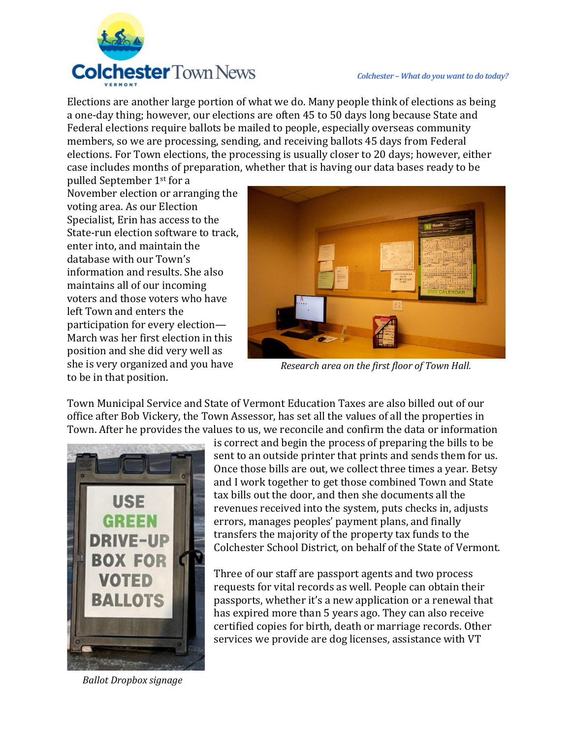Elections are another large portion of what we do. Many people think of elections as being a one-day thing; however, our elections are often 45 to 50 days long because State and Federal elections require ballots be mailed to people, especially overseas community members, so we are processing, sending, and receiving ballots 45 days from Federal elections. For Town elections, the processing is usually closer to 20 days; however, either case includes months of preparation, whether that is having our data bases ready to be pulled September 1st for a November election or arranging the voting area. As our Election Specialist, Erin has access to the State-run election software to track, enter into, and maintain the database with our Town's information and results. She also maintains all of our incoming voters and those voters who have left Town and enters the participation for every election—March was her first election in this position and she did very well as she is very organized and you have to be in that position.

*Research area on the first floor of Town Hall.*

Town Municipal Service and State of Vermont Education Taxes are also billed out of our office after Bob Vickery, the Town Assessor, has set all the values of all the properties in Town. After he provides the values to us, we reconcile and confirm the data or information is correct and begin the process of preparing the bills to be sent to an outside printer that prints and sends them for us. Once those bills are out, we collect three times a year. Betsy and I work together to get those combined Town and State tax bills out the door, and then she documents all the revenues received into the system, puts checks in, adjusts errors, manages peoples' payment plans, and finally transfers the majority of the property tax funds to the Colchester School District, on behalf of the State of Vermont.

Three of our staff are passport agents and two process requests for vital records as well. People can obtain their passports, whether it's a new application or a renewal that has expired more than 5 years ago. They can also receive certified copies for birth, death or marriage records. Other services we provide are dog licenses, assistance with VT

*Ballot Dropbox signage*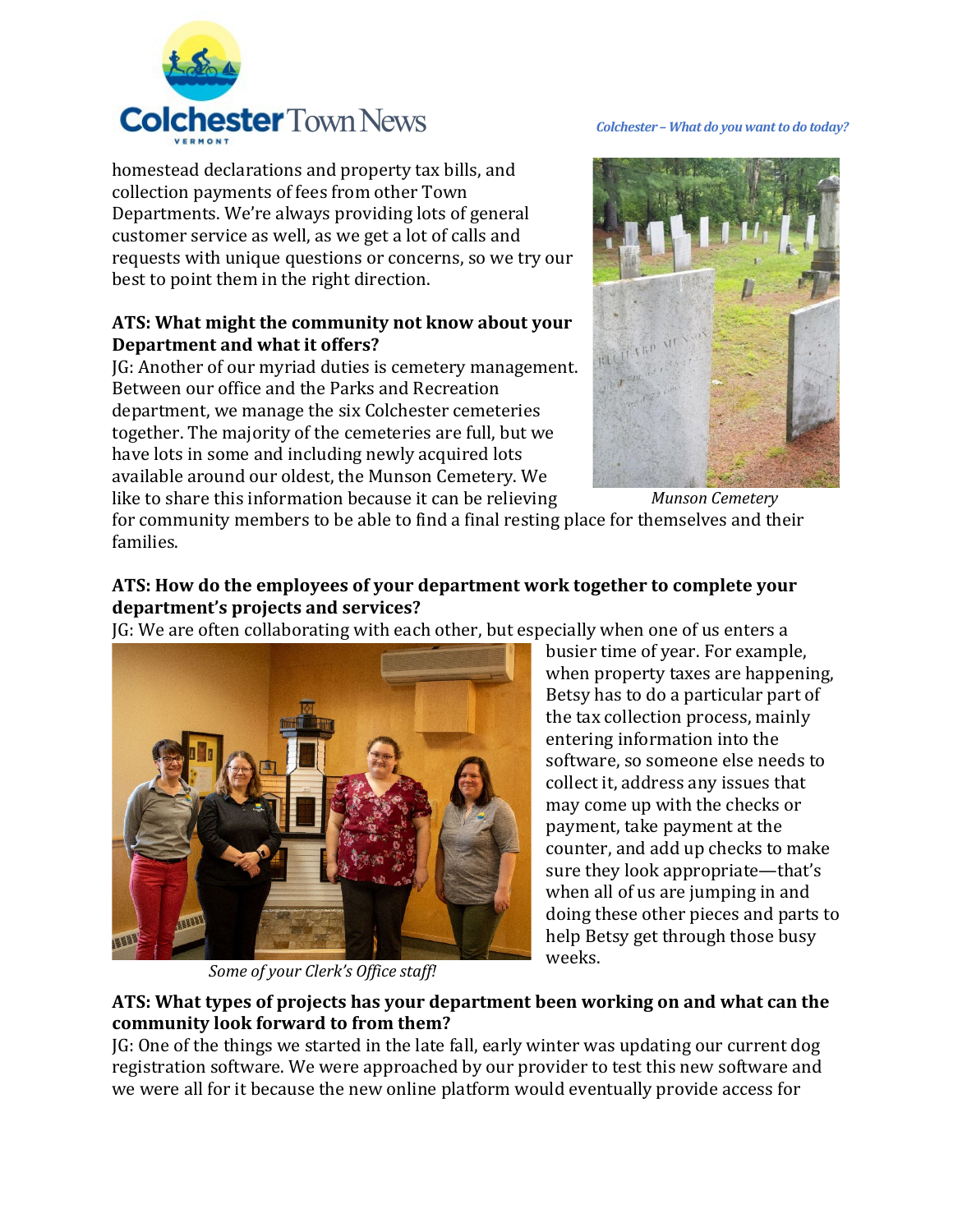homestead declarations and property tax bills, and collection payments of fees from other Town Departments. We're always providing lots of general customer service as well, as we get a lot of calls and requests with unique questions or concerns, so we try our best to point them in the right direction.

**ATS: What might the community not know about your Department and what it offers?**

JG: Another of our myriad duties is cemetery management. Between our office and the Parks and Recreation department, we manage the six Colchester cemeteries together. The majority of the cemeteries are full, but we have lots in some and including newly acquired lots available around our oldest, the Munson Cemetery. We like to share this information because it can be relieving for community members to be able to find a final resting place for themselves and their families.

*Munson Cemetery*

**ATS: How do the employees of your department work together to complete your department's projects and services?**

JG: We are often collaborating with each other, but especially when one of us enters a busier time of year. For example, when property taxes are happening, Betsy has to do a particular part of the tax collection process, mainly entering information into the software, so someone else needs to collect it, address any issues that may come up with the checks or payment, take payment at the counter, and add up checks to make sure they look appropriate—that's when all of us are jumping in and doing these other pieces and parts to help Betsy get through those busy weeks.

*Some of your Clerk's Office staff!*

**ATS: What types of projects has your department been working on and what can the community look forward to from them?**

JG: One of the things we started in the late fall, early winter was updating our current dog registration software. We were approached by our provider to test this new software and we were all for it because the new online platform would eventually provide access for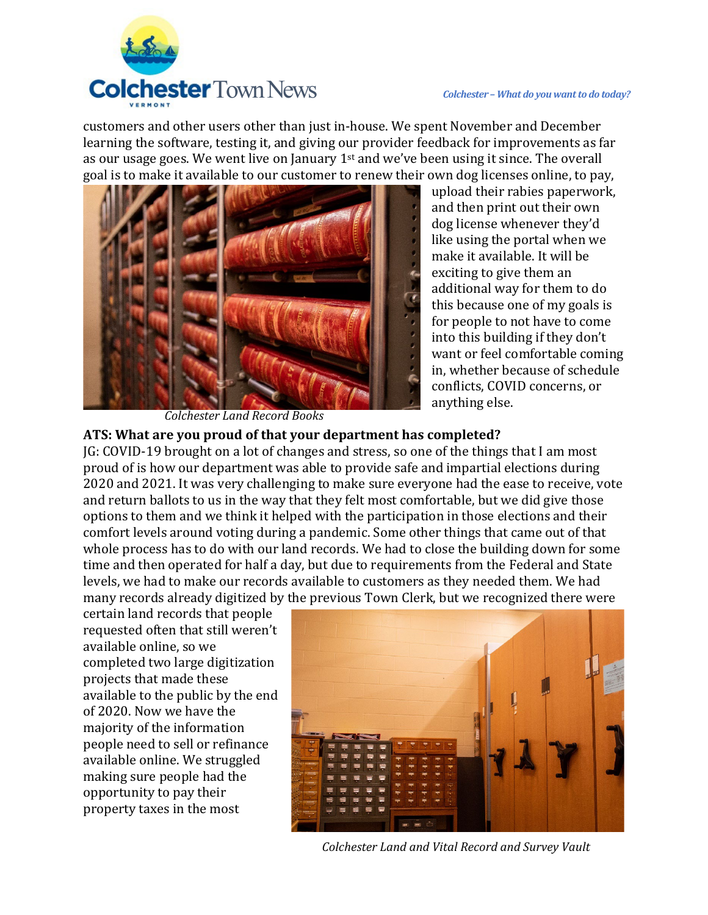customers and other users other than just in-house. We spent November and December learning the software, testing it, and giving our provider feedback for improvements as far as our usage goes. We went live on January 1st and we've been using it since. The overall goal is to make it available to our customer to renew their own dog licenses online, to pay, upload their rabies paperwork, and then print out their own dog license whenever they'd like using the portal when we make it available. It will be exciting to give them an additional way for them to do this because one of my goals is for people to not have to come into this building if they don't want or feel comfortable coming in, whether because of schedule conflicts, COVID concerns, or anything else.

*Colchester Land Record Books*

**ATS: What are you proud of that your department has completed?**

JG: COVID-19 brought on a lot of changes and stress, so one of the things that I am most proud of is how our department was able to provide safe and impartial elections during 2020 and 2021. It was very challenging to make sure everyone had the ease to receive, vote and return ballots to us in the way that they felt most comfortable, but we did give those options to them and we think it helped with the participation in those elections and their comfort levels around voting during a pandemic. Some other things that came out of that whole process has to do with our land records. We had to close the building down for some time and then operated for half a day, but due to requirements from the Federal and State levels, we had to make our records available to customers as they needed them. We had many records already digitized by the previous Town Clerk, but we recognized there were certain land records that people requested often that still weren't available online, so we completed two large digitization projects that made these available to the public by the end of 2020. Now we have the majority of the information people need to sell or refinance available online. We struggled making sure people had the opportunity to pay their property taxes in the most

*Colchester Land and Vital Record and Survey Vault*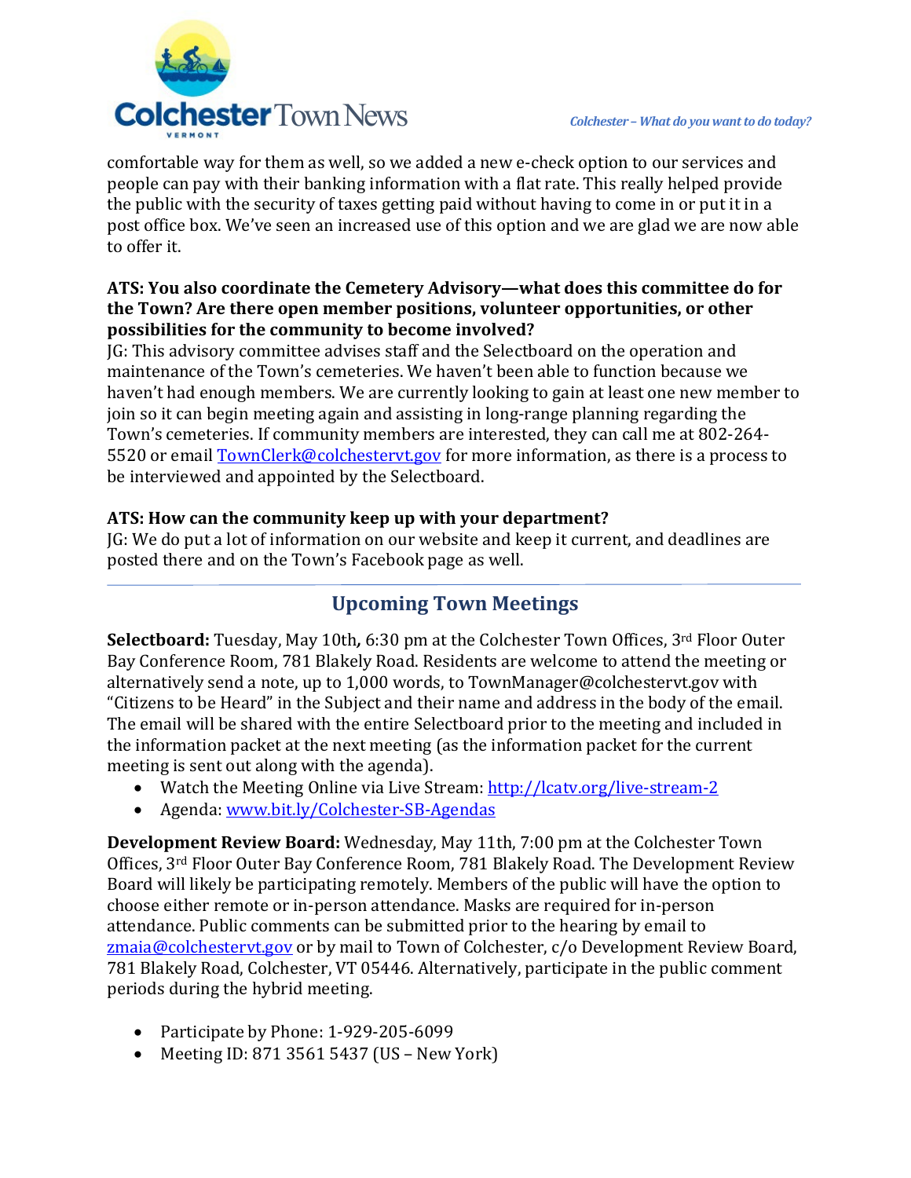comfortable way for them as well, so we added a new e-check option to our services and people can pay with their banking information with a flat rate. This really helped provide the public with the security of taxes getting paid without having to come in or put it in a post office box. We've seen an increased use of this option and we are glad we are now able to offer it.

**ATS: You also coordinate the Cemetery Advisory—what does this committee do for the Town? Are there open member positions, volunteer opportunities, or other possibilities for the community to become involved?**

JG: This advisory committee advises staff and the Selectboard on the operation and maintenance of the Town's cemeteries. We haven't been able to function because we haven't had enough members. We are currently looking to gain at least one new member to join so it can begin meeting again and assisting in long-range planning regarding the Town's cemeteries. If community members are interested, they can call me at 802-264-5520 or email TownClerk@colchestervt.gov for more information, as there is a process to be interviewed and appointed by the Selectboard.

**ATS: How can the community keep up with your department?**

JG: We do put a lot of information on our website and keep it current, and deadlines are posted there and on the Town's Facebook page as well.

## Upcoming Town Meetings

**Selectboard:** Tuesday, May 10th, 6:30 pm at the Colchester Town Offices, 3rd Floor Outer Bay Conference Room, 781 Blakely Road. Residents are welcome to attend the meeting or alternatively send a note, up to 1,000 words, to TownManager@colchestervt.gov with "Citizens to be Heard" in the Subject and their name and address in the body of the email. The email will be shared with the entire Selectboard prior to the meeting and included in the information packet at the next meeting (as the information packet for the current meeting is sent out along with the agenda).

- Watch the Meeting Online via Live Stream: http://lcatv.org/live-stream-2
- Agenda: www.bit.ly/Colchester-SB-Agendas

**Development Review Board:** Wednesday, May 11th, 7:00 pm at the Colchester Town Offices, 3rd Floor Outer Bay Conference Room, 781 Blakely Road. The Development Review Board will likely be participating remotely. Members of the public will have the option to choose either remote or in-person attendance. Masks are required for in-person attendance. Public comments can be submitted prior to the hearing by email to zmaia@colchestervt.gov or by mail to Town of Colchester, c/o Development Review Board, 781 Blakely Road, Colchester, VT 05446. Alternatively, participate in the public comment periods during the hybrid meeting.

- Participate by Phone: 1-929-205-6099
- Meeting ID: 871 3561 5437 (US – New York)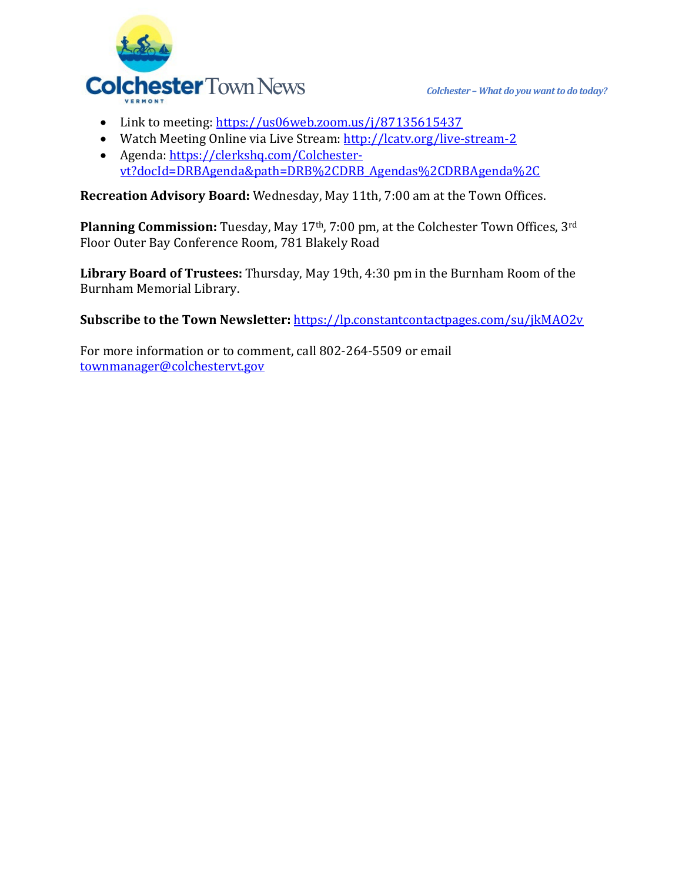- Link to meeting: https://us06web.zoom.us/j/87135615437
- Watch Meeting Online via Live Stream: http://lcatv.org/live-stream-2
- Agenda: https://clerkshq.com/Colchester-vt?docId=DRBAgenda&path=DRB%2CDRB_Agendas%2CDRBAgenda%2C

**Recreation Advisory Board:** Wednesday, May 11th, 7:00 am at the Town Offices.

**Planning Commission:** Tuesday, May 17th, 7:00 pm, at the Colchester Town Offices, 3rd Floor Outer Bay Conference Room, 781 Blakely Road

**Library Board of Trustees:** Thursday, May 19th, 4:30 pm in the Burnham Room of the Burnham Memorial Library.

**Subscribe to the Town Newsletter:** https://lp.constantcontactpages.com/su/jkMAO2v

For more information or to comment, call 802-264-5509 or email townmanager@colchestervt.gov